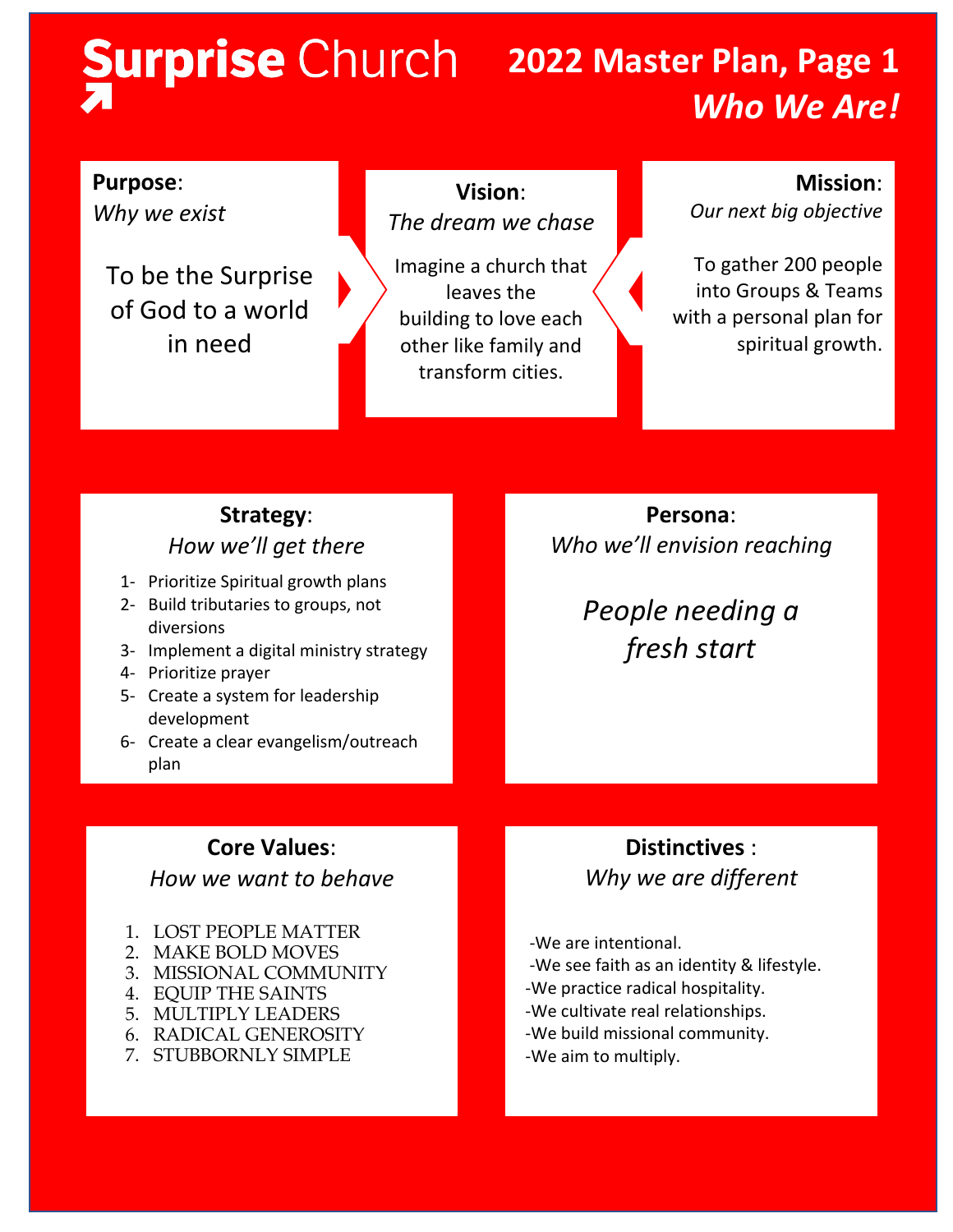# Surprise Church

## 2022 Master Plan, Page 1
## *Who We Are!*

### **Purpose**:
*Why we exist*

To be the Surprise of God to a world in need

### **Vision**:
*The dream we chase*

Imagine a church that leaves the building to love each other like family and transform cities.

### **Mission**:
*Our next big objective*

To gather 200 people into Groups & Teams with a personal plan for spiritual growth.

### **Strategy**:
*How we'll get there*

1- Prioritize Spiritual growth plans
2- Build tributaries to groups, not diversions
3- Implement a digital ministry strategy
4- Prioritize prayer
5- Create a system for leadership development
6- Create a clear evangelism/outreach plan

### **Persona**:
*Who we'll envision reaching*

*People needing a fresh start*

### **Core Values**:
*How we want to behave*

1. LOST PEOPLE MATTER
2. MAKE BOLD MOVES
3. MISSIONAL COMMUNITY
4. EQUIP THE SAINTS
5. MULTIPLY LEADERS
6. RADICAL GENEROSITY
7. STUBBORNLY SIMPLE

### **Distinctives** :
*Why we are different*

-We are intentional.
-We see faith as an identity & lifestyle.
-We practice radical hospitality.
-We cultivate real relationships.
-We build missional community.
-We aim to multiply.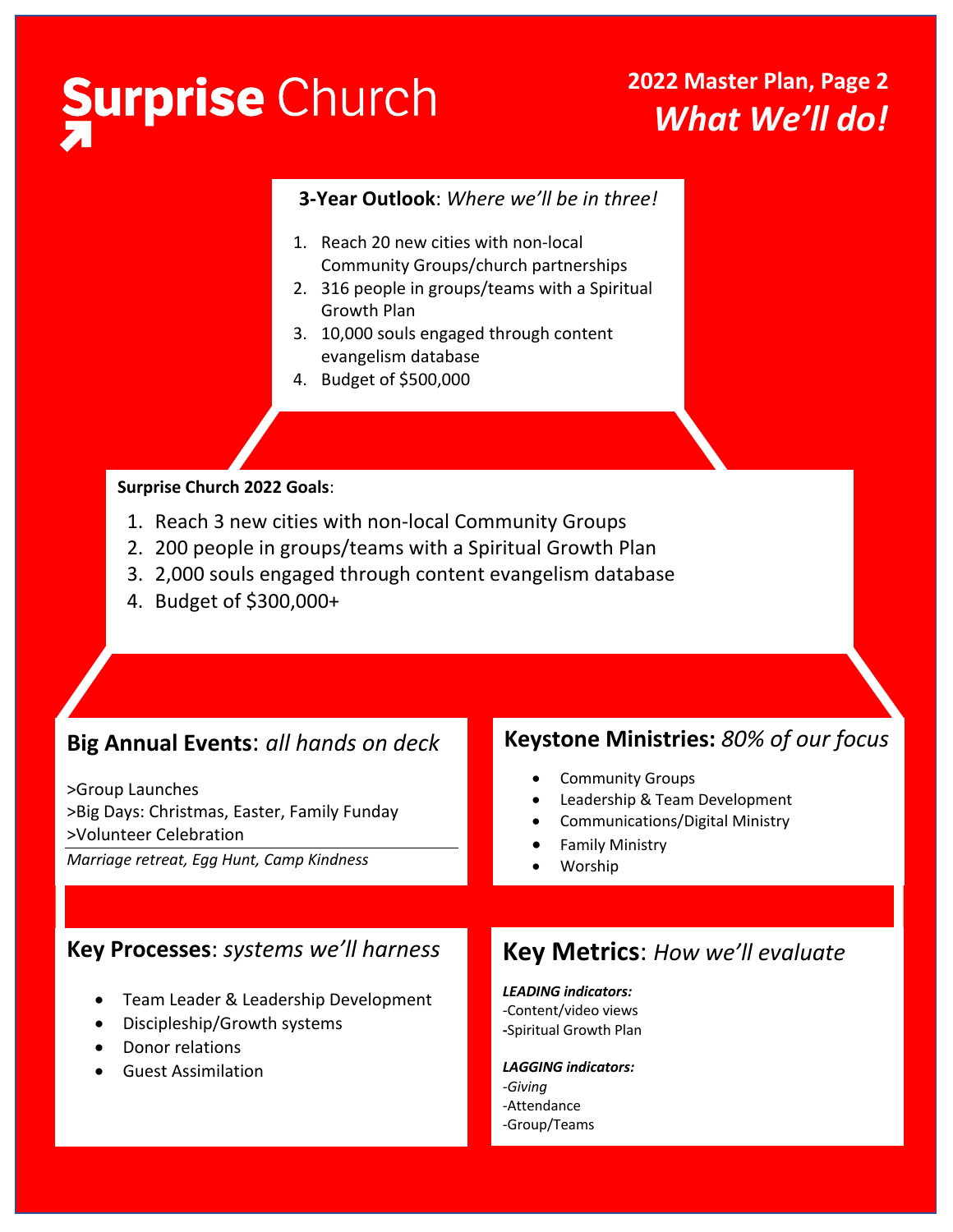# **Surprise** Church

## 2022 Master Plan, Page 2
## *What We'll do!*

**3-Year Outlook**: *Where we'll be in three!*

1. Reach 20 new cities with non-local Community Groups/church partnerships
2. 316 people in groups/teams with a Spiritual Growth Plan
3. 10,000 souls engaged through content evangelism database
4. Budget of $500,000

**Surprise Church 2022 Goals**:

1. Reach 3 new cities with non-local Community Groups
2. 200 people in groups/teams with a Spiritual Growth Plan
3. 2,000 souls engaged through content evangelism database
4. Budget of $300,000+

### **Big Annual Events**: *all hands on deck*

>Group Launches
>Big Days: Christmas, Easter, Family Funday
>Volunteer Celebration

*Marriage retreat, Egg Hunt, Camp Kindness*

### **Keystone Ministries:** *80% of our focus*

- Community Groups
- Leadership & Team Development
- Communications/Digital Ministry
- Family Ministry
- Worship

### **Key Processes**: *systems we'll harness*

- Team Leader & Leadership Development
- Discipleship/Growth systems
- Donor relations
- Guest Assimilation

### **Key Metrics**: *How we'll evaluate*

***LEADING indicators:***
-Content/video views
-Spiritual Growth Plan

***LAGGING indicators:***
*-Giving*
-Attendance
-Group/Teams